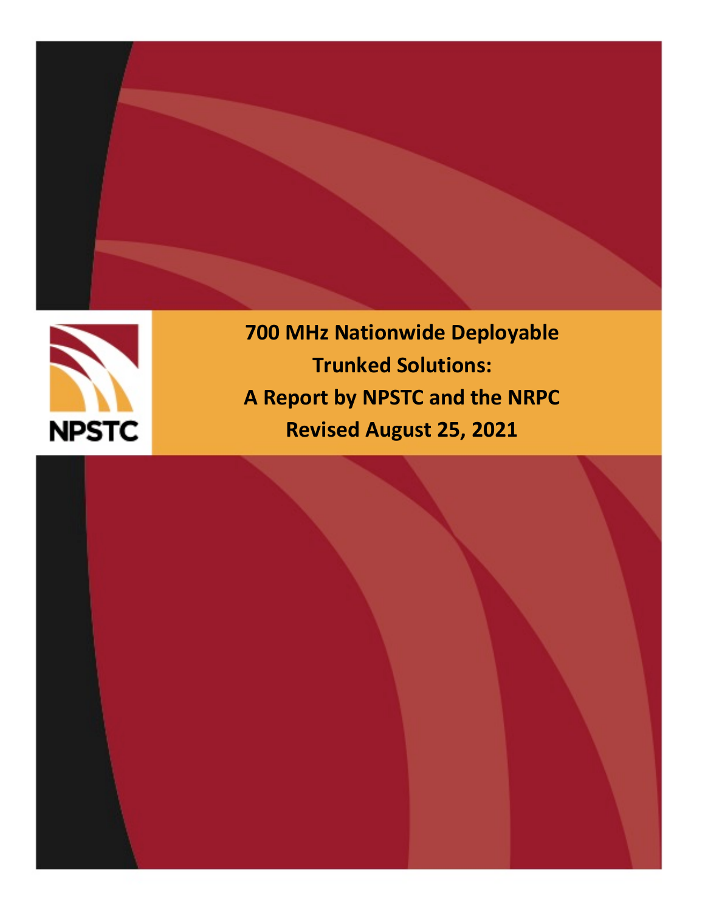NPSTC

# 700 MHz Nationwide Deployable Trunked Solutions: A Report by NPSTC and the NRPC

**Revised August 25, 2021**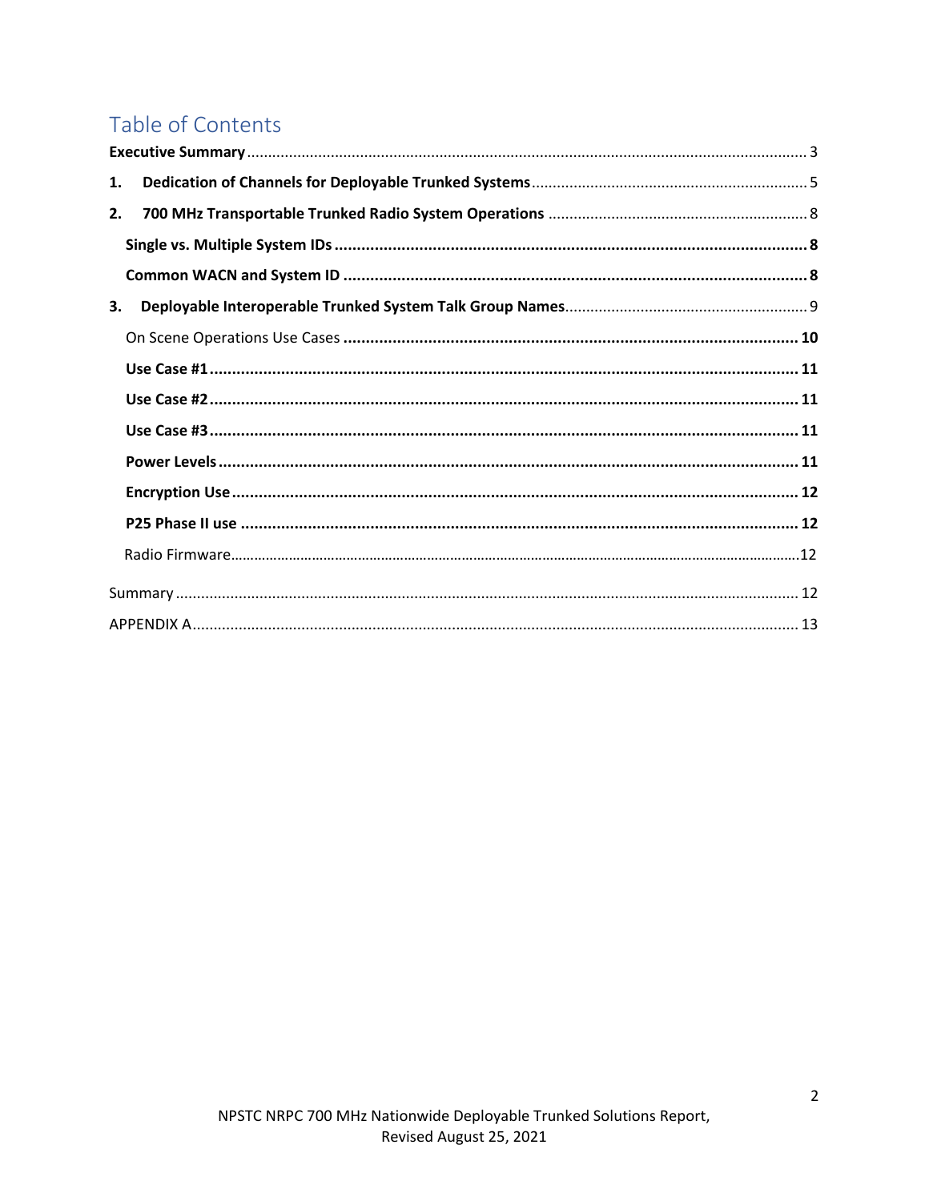# Table of Contents

**Executive Summary** .......... 3

**1. Dedication of Channels for Deployable Trunked Systems** .......... 5

**2. 700 MHz Transportable Trunked Radio System Operations** .......... 8

- **Single vs. Multiple System IDs** .......... **8**
- **Common WACN and System ID** .......... **8**

**3. Deployable Interoperable Trunked System Talk Group Names** .......... 9

- On Scene Operations Use Cases .......... **10**
- **Use Case #1** .......... **11**
- **Use Case #2** .......... **11**
- **Use Case #3** .......... **11**
- **Power Levels** .......... **11**
- **Encryption Use** .......... **12**
- **P25 Phase II use** .......... **12**
- Radio Firmware .......... 12

Summary .......... 12

APPENDIX A .......... 13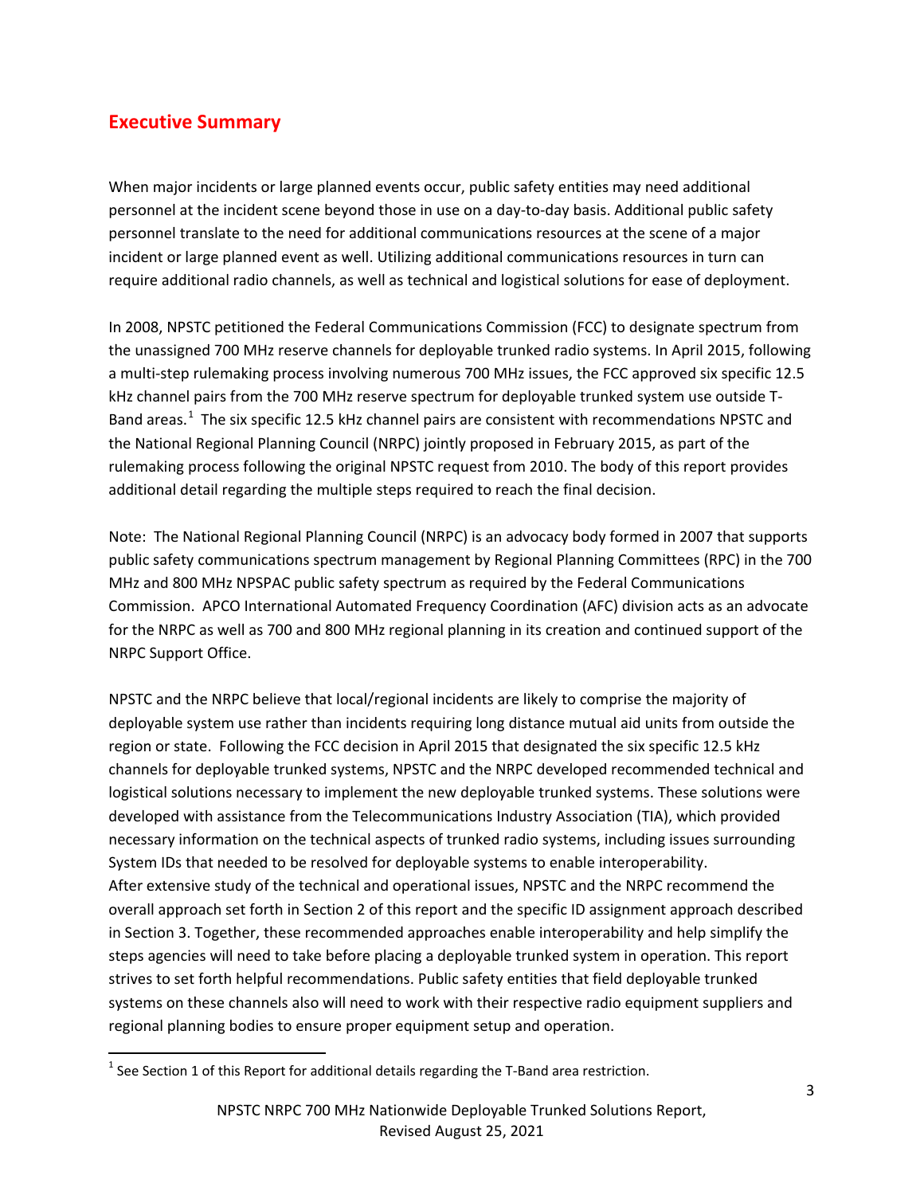## Executive Summary

When major incidents or large planned events occur, public safety entities may need additional personnel at the incident scene beyond those in use on a day-to-day basis. Additional public safety personnel translate to the need for additional communications resources at the scene of a major incident or large planned event as well. Utilizing additional communications resources in turn can require additional radio channels, as well as technical and logistical solutions for ease of deployment.

In 2008, NPSTC petitioned the Federal Communications Commission (FCC) to designate spectrum from the unassigned 700 MHz reserve channels for deployable trunked radio systems. In April 2015, following a multi-step rulemaking process involving numerous 700 MHz issues, the FCC approved six specific 12.5 kHz channel pairs from the 700 MHz reserve spectrum for deployable trunked system use outside T-Band areas.[1] The six specific 12.5 kHz channel pairs are consistent with recommendations NPSTC and the National Regional Planning Council (NRPC) jointly proposed in February 2015, as part of the rulemaking process following the original NPSTC request from 2010. The body of this report provides additional detail regarding the multiple steps required to reach the final decision.

Note: The National Regional Planning Council (NRPC) is an advocacy body formed in 2007 that supports public safety communications spectrum management by Regional Planning Committees (RPC) in the 700 MHz and 800 MHz NPSPAC public safety spectrum as required by the Federal Communications Commission. APCO International Automated Frequency Coordination (AFC) division acts as an advocate for the NRPC as well as 700 and 800 MHz regional planning in its creation and continued support of the NRPC Support Office.

NPSTC and the NRPC believe that local/regional incidents are likely to comprise the majority of deployable system use rather than incidents requiring long distance mutual aid units from outside the region or state. Following the FCC decision in April 2015 that designated the six specific 12.5 kHz channels for deployable trunked systems, NPSTC and the NRPC developed recommended technical and logistical solutions necessary to implement the new deployable trunked systems. These solutions were developed with assistance from the Telecommunications Industry Association (TIA), which provided necessary information on the technical aspects of trunked radio systems, including issues surrounding System IDs that needed to be resolved for deployable systems to enable interoperability.
After extensive study of the technical and operational issues, NPSTC and the NRPC recommend the overall approach set forth in Section 2 of this report and the specific ID assignment approach described in Section 3. Together, these recommended approaches enable interoperability and help simplify the steps agencies will need to take before placing a deployable trunked system in operation. This report strives to set forth helpful recommendations. Public safety entities that field deployable trunked systems on these channels also will need to work with their respective radio equipment suppliers and regional planning bodies to ensure proper equipment setup and operation.

[1] See Section 1 of this Report for additional details regarding the T-Band area restriction.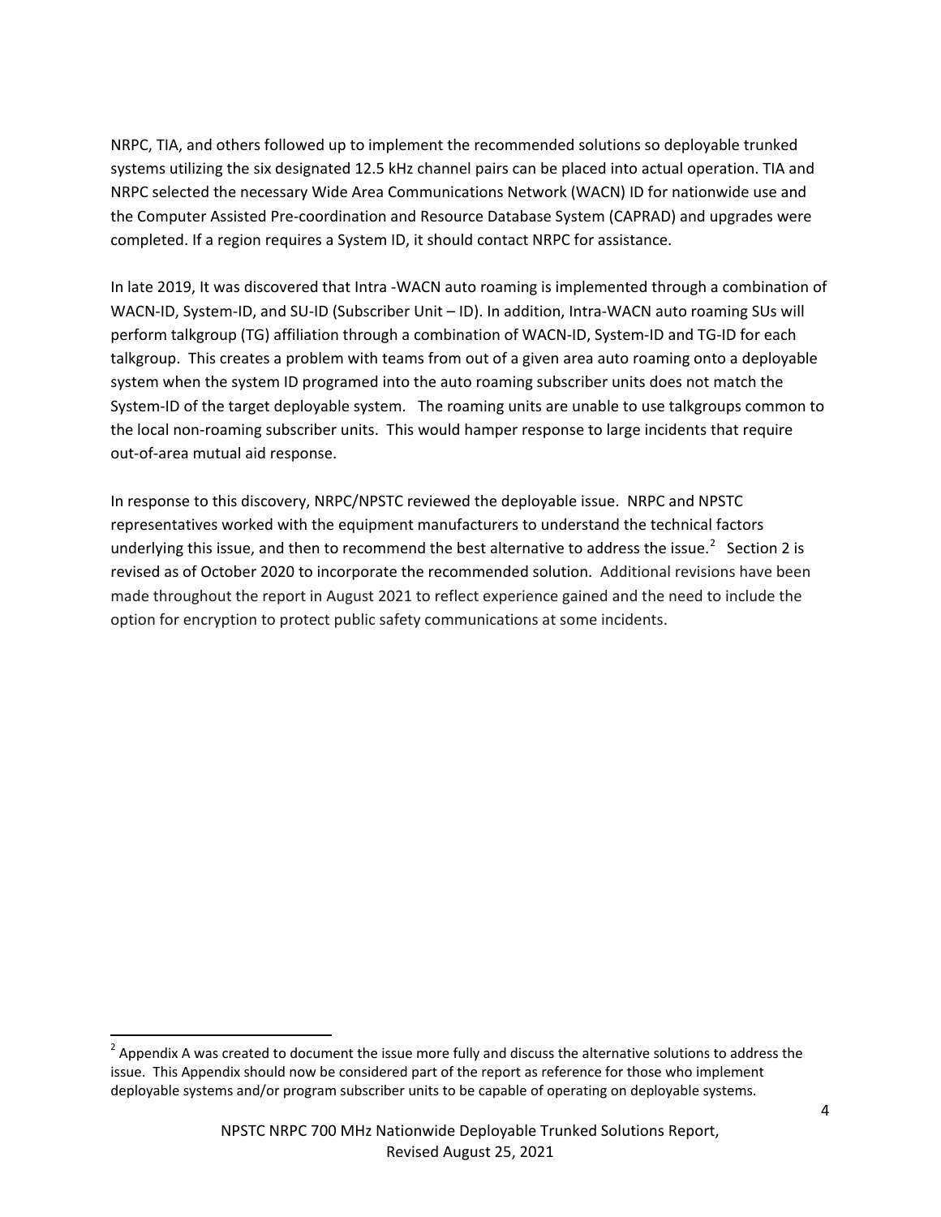NRPC, TIA, and others followed up to implement the recommended solutions so deployable trunked systems utilizing the six designated 12.5 kHz channel pairs can be placed into actual operation. TIA and NRPC selected the necessary Wide Area Communications Network (WACN) ID for nationwide use and the Computer Assisted Pre-coordination and Resource Database System (CAPRAD) and upgrades were completed. If a region requires a System ID, it should contact NRPC for assistance.

In late 2019, It was discovered that Intra -WACN auto roaming is implemented through a combination of WACN-ID, System-ID, and SU-ID (Subscriber Unit – ID). In addition, Intra-WACN auto roaming SUs will perform talkgroup (TG) affiliation through a combination of WACN-ID, System-ID and TG-ID for each talkgroup. This creates a problem with teams from out of a given area auto roaming onto a deployable system when the system ID programed into the auto roaming subscriber units does not match the System-ID of the target deployable system. The roaming units are unable to use talkgroups common to the local non-roaming subscriber units. This would hamper response to large incidents that require out-of-area mutual aid response.

In response to this discovery, NRPC/NPSTC reviewed the deployable issue. NRPC and NPSTC representatives worked with the equipment manufacturers to understand the technical factors underlying this issue, and then to recommend the best alternative to address the issue.[2] Section 2 is revised as of October 2020 to incorporate the recommended solution. Additional revisions have been made throughout the report in August 2021 to reflect experience gained and the need to include the option for encryption to protect public safety communications at some incidents.

---

[2] Appendix A was created to document the issue more fully and discuss the alternative solutions to address the issue. This Appendix should now be considered part of the report as reference for those who implement deployable systems and/or program subscriber units to be capable of operating on deployable systems.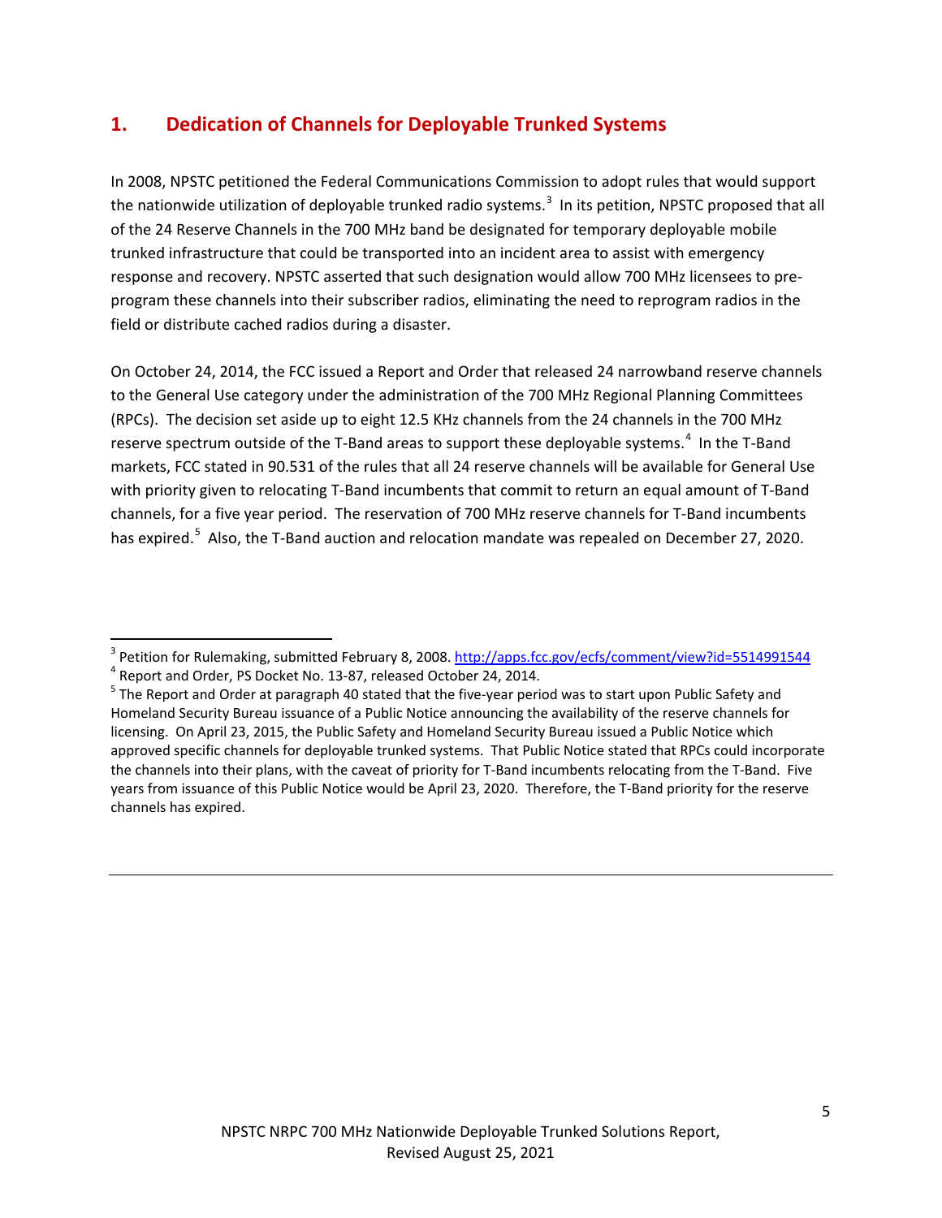## 1. Dedication of Channels for Deployable Trunked Systems

In 2008, NPSTC petitioned the Federal Communications Commission to adopt rules that would support the nationwide utilization of deployable trunked radio systems.[3] In its petition, NPSTC proposed that all of the 24 Reserve Channels in the 700 MHz band be designated for temporary deployable mobile trunked infrastructure that could be transported into an incident area to assist with emergency response and recovery. NPSTC asserted that such designation would allow 700 MHz licensees to pre-program these channels into their subscriber radios, eliminating the need to reprogram radios in the field or distribute cached radios during a disaster.

On October 24, 2014, the FCC issued a Report and Order that released 24 narrowband reserve channels to the General Use category under the administration of the 700 MHz Regional Planning Committees (RPCs). The decision set aside up to eight 12.5 KHz channels from the 24 channels in the 700 MHz reserve spectrum outside of the T-Band areas to support these deployable systems.[4] In the T-Band markets, FCC stated in 90.531 of the rules that all 24 reserve channels will be available for General Use with priority given to relocating T-Band incumbents that commit to return an equal amount of T-Band channels, for a five year period. The reservation of 700 MHz reserve channels for T-Band incumbents has expired.[5] Also, the T-Band auction and relocation mandate was repealed on December 27, 2020.

---

[3] Petition for Rulemaking, submitted February 8, 2008. http://apps.fcc.gov/ecfs/comment/view?id=5514991544

[4] Report and Order, PS Docket No. 13-87, released October 24, 2014.

[5] The Report and Order at paragraph 40 stated that the five-year period was to start upon Public Safety and Homeland Security Bureau issuance of a Public Notice announcing the availability of the reserve channels for licensing. On April 23, 2015, the Public Safety and Homeland Security Bureau issued a Public Notice which approved specific channels for deployable trunked systems. That Public Notice stated that RPCs could incorporate the channels into their plans, with the caveat of priority for T-Band incumbents relocating from the T-Band. Five years from issuance of this Public Notice would be April 23, 2020. Therefore, the T-Band priority for the reserve channels has expired.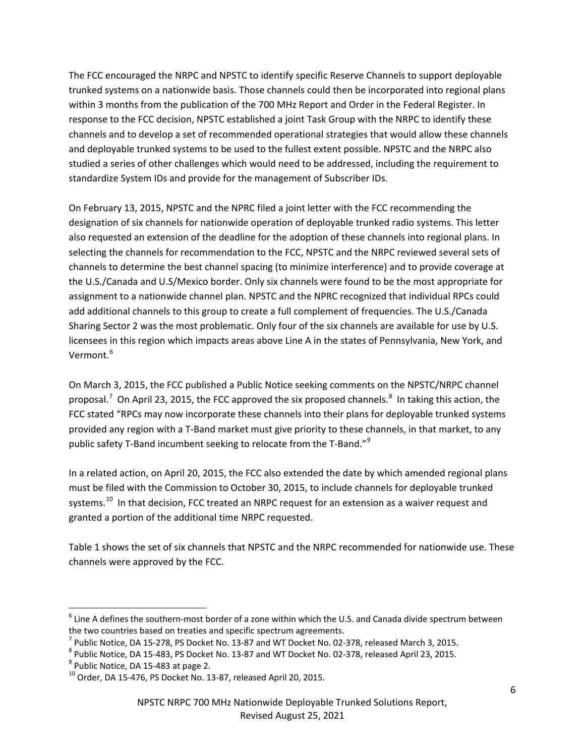The FCC encouraged the NRPC and NPSTC to identify specific Reserve Channels to support deployable trunked systems on a nationwide basis. Those channels could then be incorporated into regional plans within 3 months from the publication of the 700 MHz Report and Order in the Federal Register. In response to the FCC decision, NPSTC established a joint Task Group with the NRPC to identify these channels and to develop a set of recommended operational strategies that would allow these channels and deployable trunked systems to be used to the fullest extent possible. NPSTC and the NRPC also studied a series of other challenges which would need to be addressed, including the requirement to standardize System IDs and provide for the management of Subscriber IDs.

On February 13, 2015, NPSTC and the NPRC filed a joint letter with the FCC recommending the designation of six channels for nationwide operation of deployable trunked radio systems. This letter also requested an extension of the deadline for the adoption of these channels into regional plans. In selecting the channels for recommendation to the FCC, NPSTC and the NRPC reviewed several sets of channels to determine the best channel spacing (to minimize interference) and to provide coverage at the U.S./Canada and U.S/Mexico border. Only six channels were found to be the most appropriate for assignment to a nationwide channel plan. NPSTC and the NPRC recognized that individual RPCs could add additional channels to this group to create a full complement of frequencies. The U.S./Canada Sharing Sector 2 was the most problematic. Only four of the six channels are available for use by U.S. licensees in this region which impacts areas above Line A in the states of Pennsylvania, New York, and Vermont.[6]

On March 3, 2015, the FCC published a Public Notice seeking comments on the NPSTC/NRPC channel proposal.[7] On April 23, 2015, the FCC approved the six proposed channels.[8] In taking this action, the FCC stated "RPCs may now incorporate these channels into their plans for deployable trunked systems provided any region with a T-Band market must give priority to these channels, in that market, to any public safety T-Band incumbent seeking to relocate from the T-Band."[9]

In a related action, on April 20, 2015, the FCC also extended the date by which amended regional plans must be filed with the Commission to October 30, 2015, to include channels for deployable trunked systems.[10] In that decision, FCC treated an NRPC request for an extension as a waiver request and granted a portion of the additional time NRPC requested.

Table 1 shows the set of six channels that NPSTC and the NRPC recommended for nationwide use. These channels were approved by the FCC.

---

[6] Line A defines the southern-most border of a zone within which the U.S. and Canada divide spectrum between the two countries based on treaties and specific spectrum agreements.

[7] Public Notice, DA 15-278, PS Docket No. 13-87 and WT Docket No. 02-378, released March 3, 2015.

[8] Public Notice, DA 15-483, PS Docket No. 13-87 and WT Docket No. 02-378, released April 23, 2015.

[9] Public Notice, DA 15-483 at page 2.

[10] Order, DA 15-476, PS Docket No. 13-87, released April 20, 2015.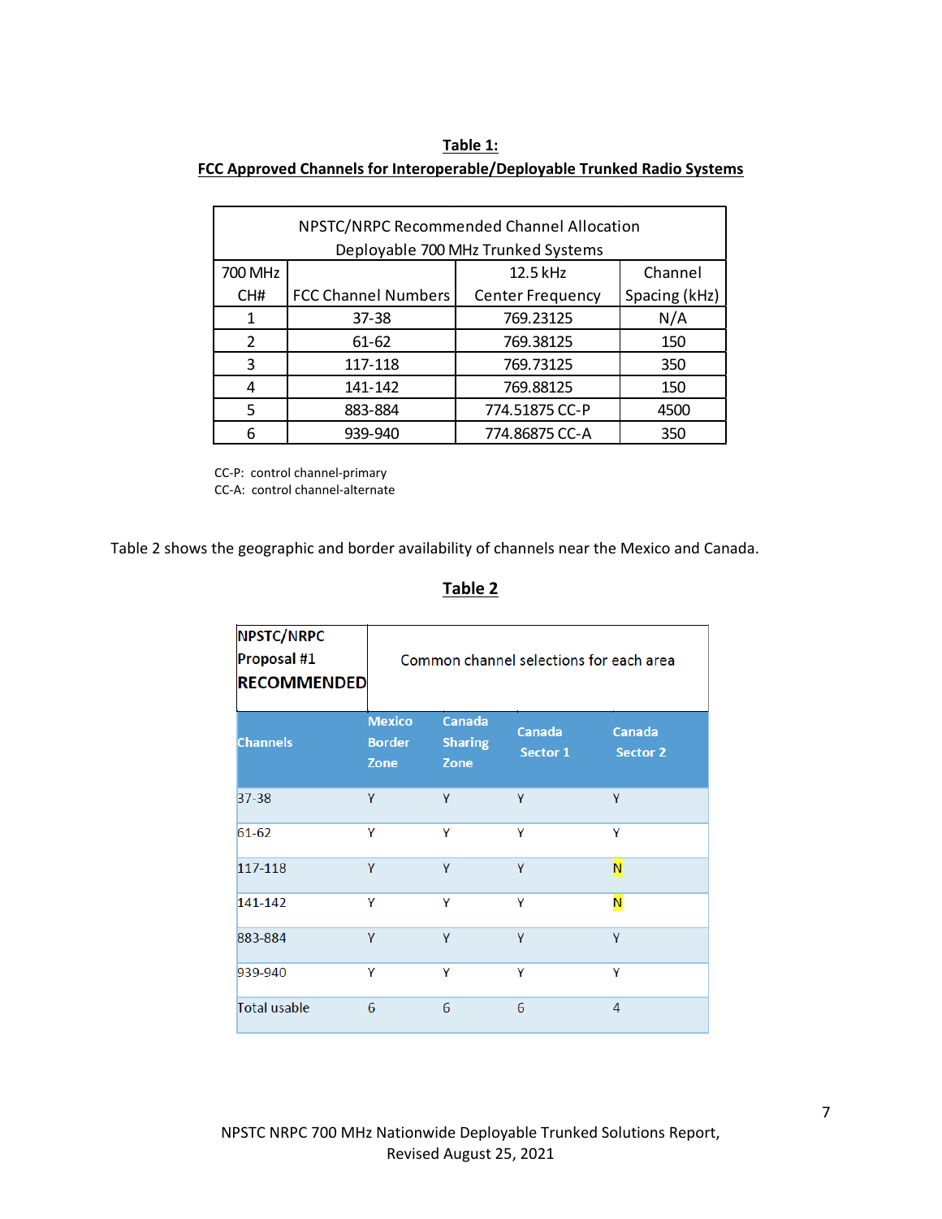**Table 1:**
**FCC Approved Channels for Interoperable/Deployable Trunked Radio Systems**

| NPSTC/NRPC Recommended Channel Allocation Deployable 700 MHz Trunked Systems | | | |
|---|---|---|---|
| 700 MHz CH# | FCC Channel Numbers | 12.5 kHz Center Frequency | Channel Spacing (kHz) |
| 1 | 37-38 | 769.23125 | N/A |
| 2 | 61-62 | 769.38125 | 150 |
| 3 | 117-118 | 769.73125 | 350 |
| 4 | 141-142 | 769.88125 | 150 |
| 5 | 883-884 | 774.51875 CC-P | 4500 |
| 6 | 939-940 | 774.86875 CC-A | 350 |

CC-P: control channel-primary
CC-A: control channel-alternate

Table 2 shows the geographic and border availability of channels near the Mexico and Canada.

**Table 2**

| **NPSTC/NRPC Proposal #1 RECOMMENDED** | Common channel selections for each area | | | |
|---|---|---|---|---|
| **Channels** | **Mexico Border Zone** | **Canada Sharing Zone** | **Canada Sector 1** | **Canada Sector 2** |
| 37-38 | Y | Y | Y | Y |
| 61-62 | Y | Y | Y | Y |
| 117-118 | Y | Y | Y | N |
| 141-142 | Y | Y | Y | N |
| 883-884 | Y | Y | Y | Y |
| 939-940 | Y | Y | Y | Y |
| Total usable | 6 | 6 | 6 | 4 |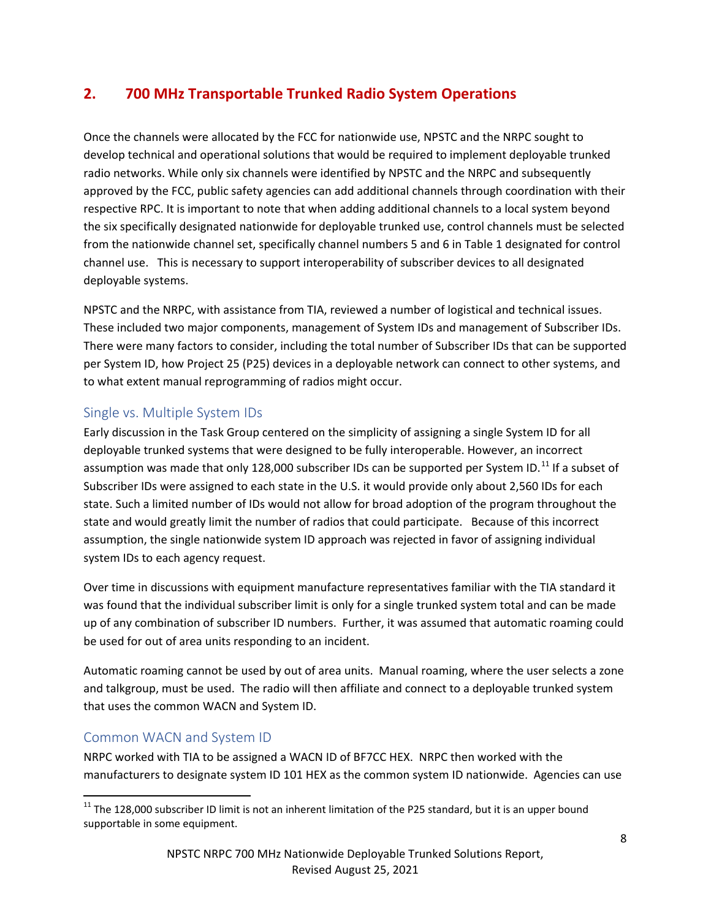## 2. 700 MHz Transportable Trunked Radio System Operations

Once the channels were allocated by the FCC for nationwide use, NPSTC and the NRPC sought to develop technical and operational solutions that would be required to implement deployable trunked radio networks. While only six channels were identified by NPSTC and the NRPC and subsequently approved by the FCC, public safety agencies can add additional channels through coordination with their respective RPC. It is important to note that when adding additional channels to a local system beyond the six specifically designated nationwide for deployable trunked use, control channels must be selected from the nationwide channel set, specifically channel numbers 5 and 6 in Table 1 designated for control channel use. This is necessary to support interoperability of subscriber devices to all designated deployable systems.

NPSTC and the NRPC, with assistance from TIA, reviewed a number of logistical and technical issues. These included two major components, management of System IDs and management of Subscriber IDs. There were many factors to consider, including the total number of Subscriber IDs that can be supported per System ID, how Project 25 (P25) devices in a deployable network can connect to other systems, and to what extent manual reprogramming of radios might occur.

### Single vs. Multiple System IDs

Early discussion in the Task Group centered on the simplicity of assigning a single System ID for all deployable trunked systems that were designed to be fully interoperable. However, an incorrect assumption was made that only 128,000 subscriber IDs can be supported per System ID.[11] If a subset of Subscriber IDs were assigned to each state in the U.S. it would provide only about 2,560 IDs for each state. Such a limited number of IDs would not allow for broad adoption of the program throughout the state and would greatly limit the number of radios that could participate. Because of this incorrect assumption, the single nationwide system ID approach was rejected in favor of assigning individual system IDs to each agency request.

Over time in discussions with equipment manufacture representatives familiar with the TIA standard it was found that the individual subscriber limit is only for a single trunked system total and can be made up of any combination of subscriber ID numbers. Further, it was assumed that automatic roaming could be used for out of area units responding to an incident.

Automatic roaming cannot be used by out of area units. Manual roaming, where the user selects a zone and talkgroup, must be used. The radio will then affiliate and connect to a deployable trunked system that uses the common WACN and System ID.

### Common WACN and System ID

NRPC worked with TIA to be assigned a WACN ID of BF7CC HEX. NRPC then worked with the manufacturers to designate system ID 101 HEX as the common system ID nationwide. Agencies can use

---

[11] The 128,000 subscriber ID limit is not an inherent limitation of the P25 standard, but it is an upper bound supportable in some equipment.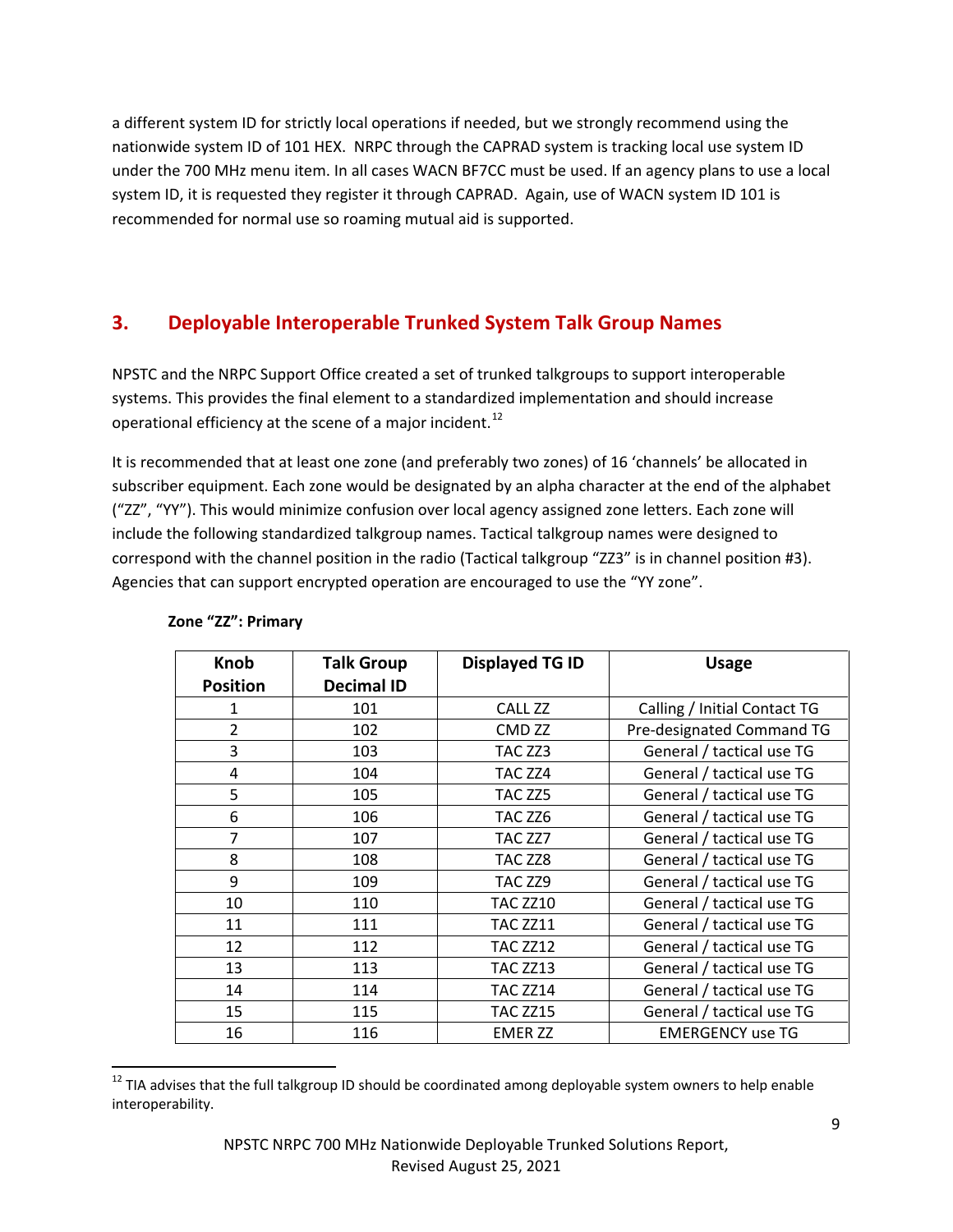a different system ID for strictly local operations if needed, but we strongly recommend using the nationwide system ID of 101 HEX. NRPC through the CAPRAD system is tracking local use system ID under the 700 MHz menu item. In all cases WACN BF7CC must be used. If an agency plans to use a local system ID, it is requested they register it through CAPRAD. Again, use of WACN system ID 101 is recommended for normal use so roaming mutual aid is supported.

## 3. Deployable Interoperable Trunked System Talk Group Names

NPSTC and the NRPC Support Office created a set of trunked talkgroups to support interoperable systems. This provides the final element to a standardized implementation and should increase operational efficiency at the scene of a major incident.[12]

It is recommended that at least one zone (and preferably two zones) of 16 'channels' be allocated in subscriber equipment. Each zone would be designated by an alpha character at the end of the alphabet ("ZZ", "YY"). This would minimize confusion over local agency assigned zone letters. Each zone will include the following standardized talkgroup names. Tactical talkgroup names were designed to correspond with the channel position in the radio (Tactical talkgroup "ZZ3" is in channel position #3). Agencies that can support encrypted operation are encouraged to use the "YY zone".

**Zone "ZZ": Primary**

| Knob Position | Talk Group Decimal ID | Displayed TG ID | Usage |
|---|---|---|---|
| 1 | 101 | CALL ZZ | Calling / Initial Contact TG |
| 2 | 102 | CMD ZZ | Pre-designated Command TG |
| 3 | 103 | TAC ZZ3 | General / tactical use TG |
| 4 | 104 | TAC ZZ4 | General / tactical use TG |
| 5 | 105 | TAC ZZ5 | General / tactical use TG |
| 6 | 106 | TAC ZZ6 | General / tactical use TG |
| 7 | 107 | TAC ZZ7 | General / tactical use TG |
| 8 | 108 | TAC ZZ8 | General / tactical use TG |
| 9 | 109 | TAC ZZ9 | General / tactical use TG |
| 10 | 110 | TAC ZZ10 | General / tactical use TG |
| 11 | 111 | TAC ZZ11 | General / tactical use TG |
| 12 | 112 | TAC ZZ12 | General / tactical use TG |
| 13 | 113 | TAC ZZ13 | General / tactical use TG |
| 14 | 114 | TAC ZZ14 | General / tactical use TG |
| 15 | 115 | TAC ZZ15 | General / tactical use TG |
| 16 | 116 | EMER ZZ | EMERGENCY use TG |

[12] TIA advises that the full talkgroup ID should be coordinated among deployable system owners to help enable interoperability.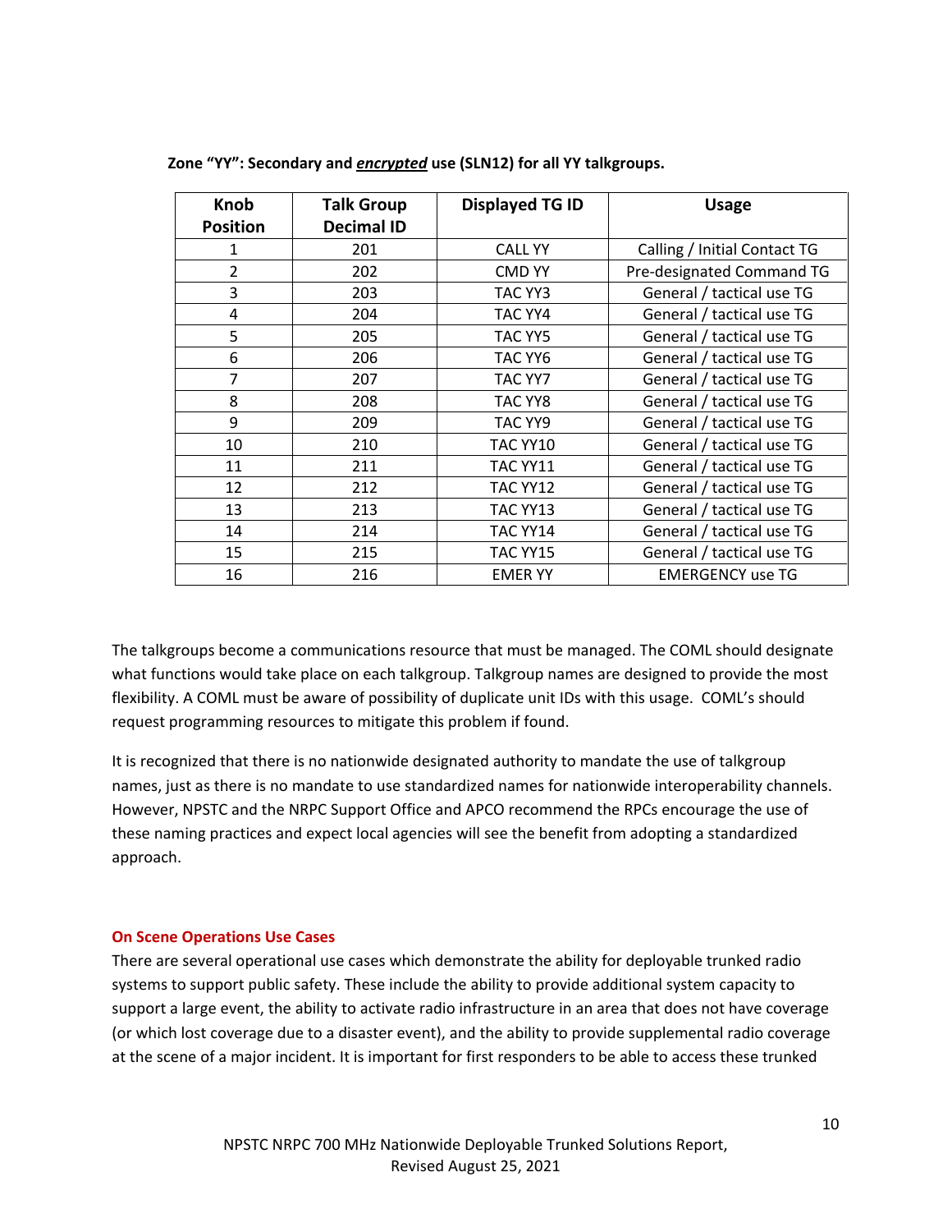**Zone "YY": Secondary and *encrypted* use (SLN12) for all YY talkgroups.**

| Knob Position | Talk Group Decimal ID | Displayed TG ID | Usage |
|---|---|---|---|
| 1 | 201 | CALL YY | Calling / Initial Contact TG |
| 2 | 202 | CMD YY | Pre-designated Command TG |
| 3 | 203 | TAC YY3 | General / tactical use TG |
| 4 | 204 | TAC YY4 | General / tactical use TG |
| 5 | 205 | TAC YY5 | General / tactical use TG |
| 6 | 206 | TAC YY6 | General / tactical use TG |
| 7 | 207 | TAC YY7 | General / tactical use TG |
| 8 | 208 | TAC YY8 | General / tactical use TG |
| 9 | 209 | TAC YY9 | General / tactical use TG |
| 10 | 210 | TAC YY10 | General / tactical use TG |
| 11 | 211 | TAC YY11 | General / tactical use TG |
| 12 | 212 | TAC YY12 | General / tactical use TG |
| 13 | 213 | TAC YY13 | General / tactical use TG |
| 14 | 214 | TAC YY14 | General / tactical use TG |
| 15 | 215 | TAC YY15 | General / tactical use TG |
| 16 | 216 | EMER YY | EMERGENCY use TG |

The talkgroups become a communications resource that must be managed. The COML should designate what functions would take place on each talkgroup. Talkgroup names are designed to provide the most flexibility. A COML must be aware of possibility of duplicate unit IDs with this usage. COML's should request programming resources to mitigate this problem if found.

It is recognized that there is no nationwide designated authority to mandate the use of talkgroup names, just as there is no mandate to use standardized names for nationwide interoperability channels. However, NPSTC and the NRPC Support Office and APCO recommend the RPCs encourage the use of these naming practices and expect local agencies will see the benefit from adopting a standardized approach.

### On Scene Operations Use Cases

There are several operational use cases which demonstrate the ability for deployable trunked radio systems to support public safety. These include the ability to provide additional system capacity to support a large event, the ability to activate radio infrastructure in an area that does not have coverage (or which lost coverage due to a disaster event), and the ability to provide supplemental radio coverage at the scene of a major incident. It is important for first responders to be able to access these trunked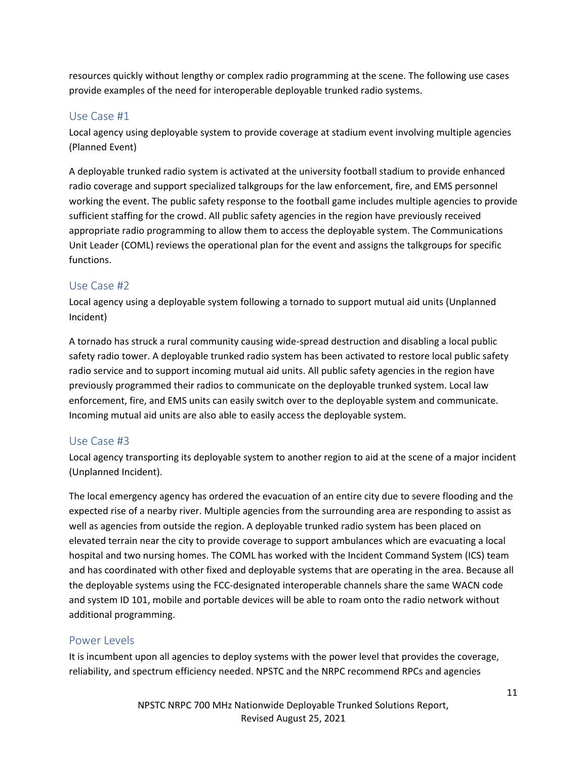resources quickly without lengthy or complex radio programming at the scene. The following use cases provide examples of the need for interoperable deployable trunked radio systems.

## Use Case #1

Local agency using deployable system to provide coverage at stadium event involving multiple agencies (Planned Event)

A deployable trunked radio system is activated at the university football stadium to provide enhanced radio coverage and support specialized talkgroups for the law enforcement, fire, and EMS personnel working the event. The public safety response to the football game includes multiple agencies to provide sufficient staffing for the crowd. All public safety agencies in the region have previously received appropriate radio programming to allow them to access the deployable system. The Communications Unit Leader (COML) reviews the operational plan for the event and assigns the talkgroups for specific functions.

## Use Case #2

Local agency using a deployable system following a tornado to support mutual aid units (Unplanned Incident)

A tornado has struck a rural community causing wide-spread destruction and disabling a local public safety radio tower. A deployable trunked radio system has been activated to restore local public safety radio service and to support incoming mutual aid units. All public safety agencies in the region have previously programmed their radios to communicate on the deployable trunked system. Local law enforcement, fire, and EMS units can easily switch over to the deployable system and communicate. Incoming mutual aid units are also able to easily access the deployable system.

## Use Case #3

Local agency transporting its deployable system to another region to aid at the scene of a major incident (Unplanned Incident).

The local emergency agency has ordered the evacuation of an entire city due to severe flooding and the expected rise of a nearby river. Multiple agencies from the surrounding area are responding to assist as well as agencies from outside the region. A deployable trunked radio system has been placed on elevated terrain near the city to provide coverage to support ambulances which are evacuating a local hospital and two nursing homes. The COML has worked with the Incident Command System (ICS) team and has coordinated with other fixed and deployable systems that are operating in the area. Because all the deployable systems using the FCC-designated interoperable channels share the same WACN code and system ID 101, mobile and portable devices will be able to roam onto the radio network without additional programming.

## Power Levels

It is incumbent upon all agencies to deploy systems with the power level that provides the coverage, reliability, and spectrum efficiency needed. NPSTC and the NRPC recommend RPCs and agencies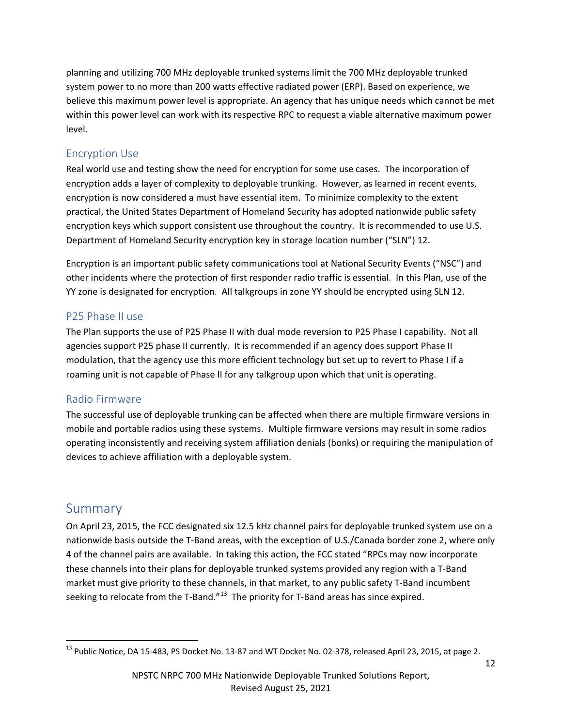planning and utilizing 700 MHz deployable trunked systems limit the 700 MHz deployable trunked system power to no more than 200 watts effective radiated power (ERP). Based on experience, we believe this maximum power level is appropriate. An agency that has unique needs which cannot be met within this power level can work with its respective RPC to request a viable alternative maximum power level.

### Encryption Use

Real world use and testing show the need for encryption for some use cases. The incorporation of encryption adds a layer of complexity to deployable trunking. However, as learned in recent events, encryption is now considered a must have essential item. To minimize complexity to the extent practical, the United States Department of Homeland Security has adopted nationwide public safety encryption keys which support consistent use throughout the country. It is recommended to use U.S. Department of Homeland Security encryption key in storage location number ("SLN") 12.

Encryption is an important public safety communications tool at National Security Events ("NSC") and other incidents where the protection of first responder radio traffic is essential. In this Plan, use of the YY zone is designated for encryption. All talkgroups in zone YY should be encrypted using SLN 12.

### P25 Phase II use

The Plan supports the use of P25 Phase II with dual mode reversion to P25 Phase I capability. Not all agencies support P25 phase II currently. It is recommended if an agency does support Phase II modulation, that the agency use this more efficient technology but set up to revert to Phase I if a roaming unit is not capable of Phase II for any talkgroup upon which that unit is operating.

### Radio Firmware

The successful use of deployable trunking can be affected when there are multiple firmware versions in mobile and portable radios using these systems. Multiple firmware versions may result in some radios operating inconsistently and receiving system affiliation denials (bonks) or requiring the manipulation of devices to achieve affiliation with a deployable system.

## Summary

On April 23, 2015, the FCC designated six 12.5 kHz channel pairs for deployable trunked system use on a nationwide basis outside the T-Band areas, with the exception of U.S./Canada border zone 2, where only 4 of the channel pairs are available. In taking this action, the FCC stated "RPCs may now incorporate these channels into their plans for deployable trunked systems provided any region with a T-Band market must give priority to these channels, in that market, to any public safety T-Band incumbent seeking to relocate from the T-Band."[13] The priority for T-Band areas has since expired.

[13] Public Notice, DA 15-483, PS Docket No. 13-87 and WT Docket No. 02-378, released April 23, 2015, at page 2.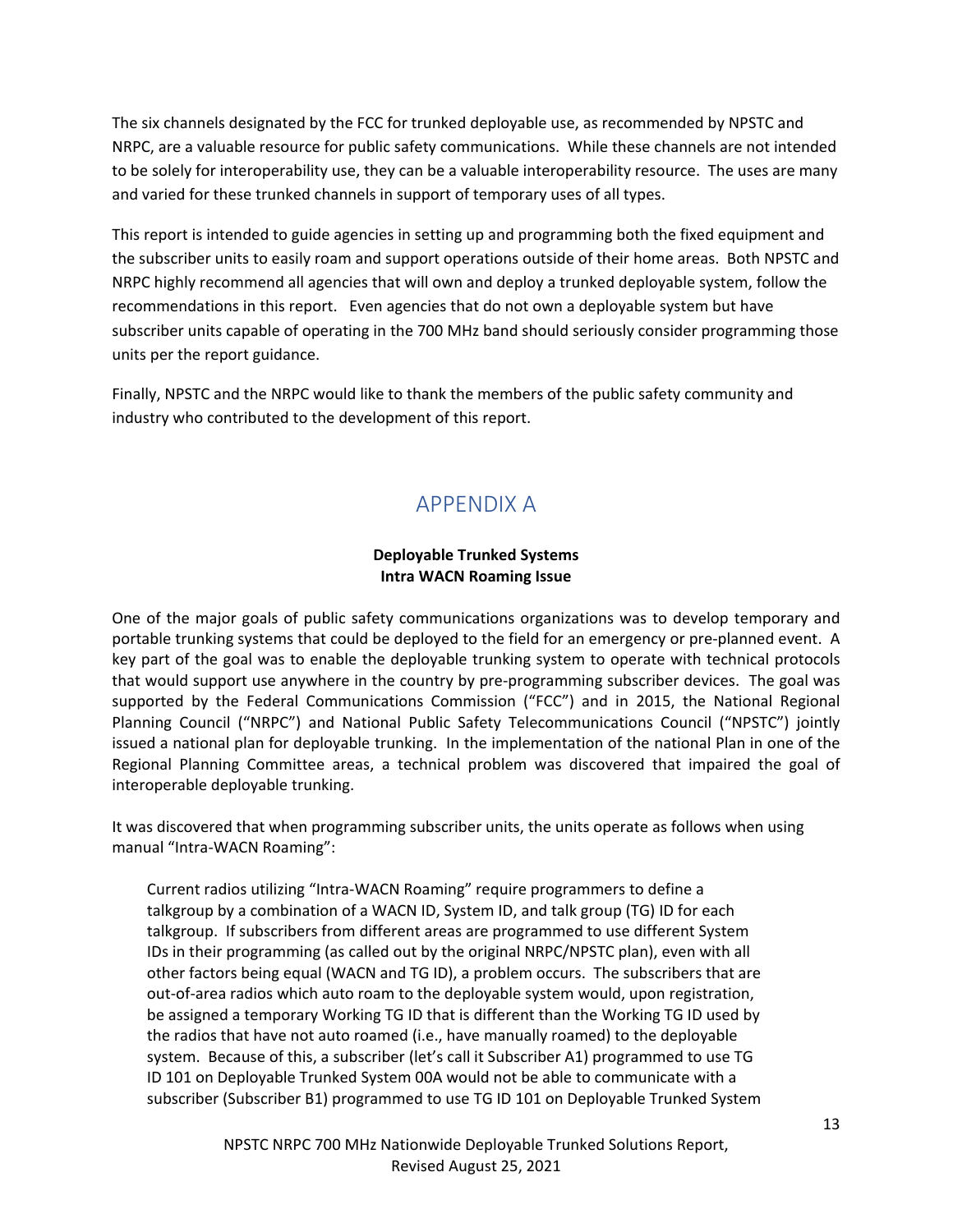The six channels designated by the FCC for trunked deployable use, as recommended by NPSTC and NRPC, are a valuable resource for public safety communications. While these channels are not intended to be solely for interoperability use, they can be a valuable interoperability resource. The uses are many and varied for these trunked channels in support of temporary uses of all types.

This report is intended to guide agencies in setting up and programming both the fixed equipment and the subscriber units to easily roam and support operations outside of their home areas. Both NPSTC and NRPC highly recommend all agencies that will own and deploy a trunked deployable system, follow the recommendations in this report. Even agencies that do not own a deployable system but have subscriber units capable of operating in the 700 MHz band should seriously consider programming those units per the report guidance.

Finally, NPSTC and the NRPC would like to thank the members of the public safety community and industry who contributed to the development of this report.

# APPENDIX A

**Deployable Trunked Systems**
**Intra WACN Roaming Issue**

One of the major goals of public safety communications organizations was to develop temporary and portable trunking systems that could be deployed to the field for an emergency or pre-planned event. A key part of the goal was to enable the deployable trunking system to operate with technical protocols that would support use anywhere in the country by pre-programming subscriber devices. The goal was supported by the Federal Communications Commission ("FCC") and in 2015, the National Regional Planning Council ("NRPC") and National Public Safety Telecommunications Council ("NPSTC") jointly issued a national plan for deployable trunking. In the implementation of the national Plan in one of the Regional Planning Committee areas, a technical problem was discovered that impaired the goal of interoperable deployable trunking.

It was discovered that when programming subscriber units, the units operate as follows when using manual "Intra-WACN Roaming":

> Current radios utilizing "Intra-WACN Roaming" require programmers to define a talkgroup by a combination of a WACN ID, System ID, and talk group (TG) ID for each talkgroup. If subscribers from different areas are programmed to use different System IDs in their programming (as called out by the original NRPC/NPSTC plan), even with all other factors being equal (WACN and TG ID), a problem occurs. The subscribers that are out-of-area radios which auto roam to the deployable system would, upon registration, be assigned a temporary Working TG ID that is different than the Working TG ID used by the radios that have not auto roamed (i.e., have manually roamed) to the deployable system. Because of this, a subscriber (let's call it Subscriber A1) programmed to use TG ID 101 on Deployable Trunked System 00A would not be able to communicate with a subscriber (Subscriber B1) programmed to use TG ID 101 on Deployable Trunked System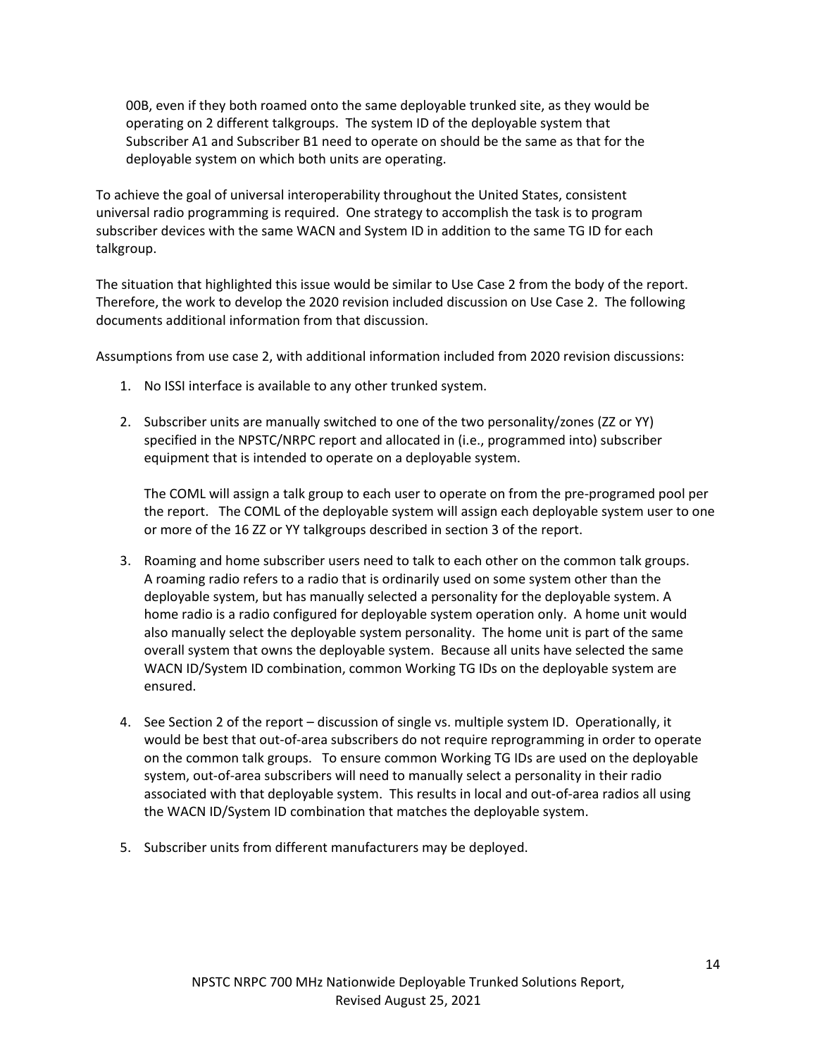00B, even if they both roamed onto the same deployable trunked site, as they would be operating on 2 different talkgroups. The system ID of the deployable system that Subscriber A1 and Subscriber B1 need to operate on should be the same as that for the deployable system on which both units are operating.

To achieve the goal of universal interoperability throughout the United States, consistent universal radio programming is required. One strategy to accomplish the task is to program subscriber devices with the same WACN and System ID in addition to the same TG ID for each talkgroup.

The situation that highlighted this issue would be similar to Use Case 2 from the body of the report. Therefore, the work to develop the 2020 revision included discussion on Use Case 2. The following documents additional information from that discussion.

Assumptions from use case 2, with additional information included from 2020 revision discussions:

1. No ISSI interface is available to any other trunked system.

2. Subscriber units are manually switched to one of the two personality/zones (ZZ or YY) specified in the NPSTC/NRPC report and allocated in (i.e., programmed into) subscriber equipment that is intended to operate on a deployable system.

   The COML will assign a talk group to each user to operate on from the pre-programed pool per the report. The COML of the deployable system will assign each deployable system user to one or more of the 16 ZZ or YY talkgroups described in section 3 of the report.

3. Roaming and home subscriber users need to talk to each other on the common talk groups. A roaming radio refers to a radio that is ordinarily used on some system other than the deployable system, but has manually selected a personality for the deployable system. A home radio is a radio configured for deployable system operation only. A home unit would also manually select the deployable system personality. The home unit is part of the same overall system that owns the deployable system. Because all units have selected the same WACN ID/System ID combination, common Working TG IDs on the deployable system are ensured.

4. See Section 2 of the report – discussion of single vs. multiple system ID. Operationally, it would be best that out-of-area subscribers do not require reprogramming in order to operate on the common talk groups. To ensure common Working TG IDs are used on the deployable system, out-of-area subscribers will need to manually select a personality in their radio associated with that deployable system. This results in local and out-of-area radios all using the WACN ID/System ID combination that matches the deployable system.

5. Subscriber units from different manufacturers may be deployed.